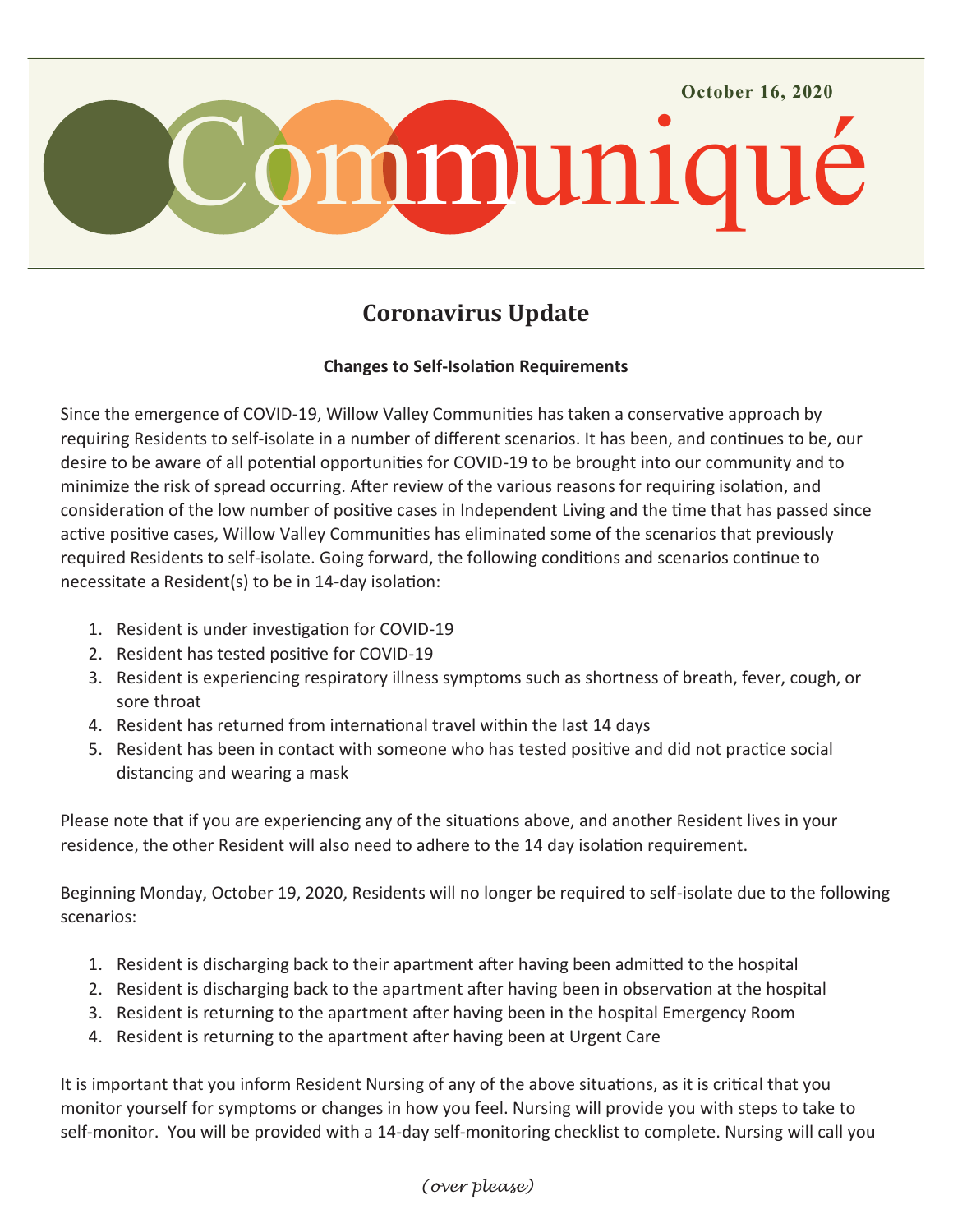October 16, 2020

# Communiqué

## Coronavirus Update

**Changes to Self-Isolation Requirements**

Since the emergence of COVID-19, Willow Valley Communities has taken a conservative approach by requiring Residents to self-isolate in a number of different scenarios. It has been, and continues to be, our desire to be aware of all potential opportunities for COVID-19 to be brought into our community and to minimize the risk of spread occurring. After review of the various reasons for requiring isolation, and consideration of the low number of positive cases in Independent Living and the time that has passed since active positive cases, Willow Valley Communities has eliminated some of the scenarios that previously required Residents to self-isolate. Going forward, the following conditions and scenarios continue to necessitate a Resident(s) to be in 14-day isolation:

1. Resident is under investigation for COVID-19
2. Resident has tested positive for COVID-19
3. Resident is experiencing respiratory illness symptoms such as shortness of breath, fever, cough, or sore throat
4. Resident has returned from international travel within the last 14 days
5. Resident has been in contact with someone who has tested positive and did not practice social distancing and wearing a mask

Please note that if you are experiencing any of the situations above, and another Resident lives in your residence, the other Resident will also need to adhere to the 14 day isolation requirement.

Beginning Monday, October 19, 2020, Residents will no longer be required to self-isolate due to the following scenarios:

1. Resident is discharging back to their apartment after having been admitted to the hospital
2. Resident is discharging back to the apartment after having been in observation at the hospital
3. Resident is returning to the apartment after having been in the hospital Emergency Room
4. Resident is returning to the apartment after having been at Urgent Care

It is important that you inform Resident Nursing of any of the above situations, as it is critical that you monitor yourself for symptoms or changes in how you feel. Nursing will provide you with steps to take to self-monitor. You will be provided with a 14-day self-monitoring checklist to complete. Nursing will call you

*(over please)*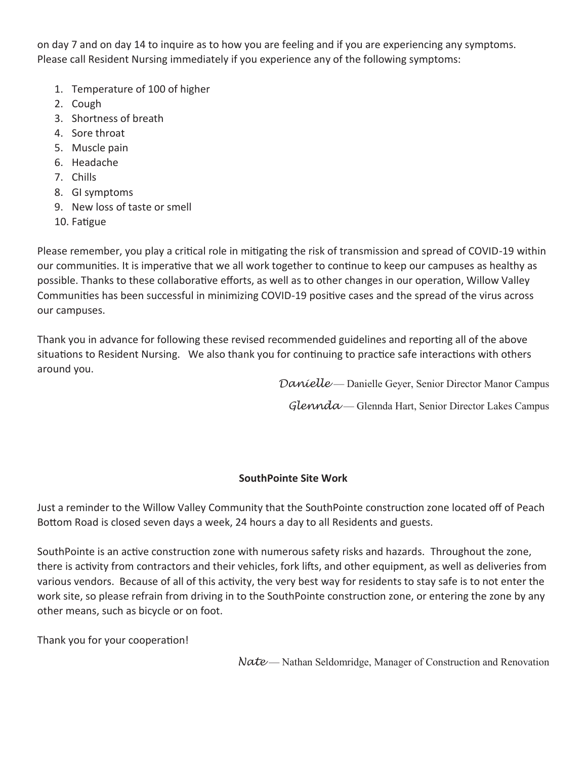on day 7 and on day 14 to inquire as to how you are feeling and if you are experiencing any symptoms. Please call Resident Nursing immediately if you experience any of the following symptoms:

1. Temperature of 100 of higher
2. Cough
3. Shortness of breath
4. Sore throat
5. Muscle pain
6. Headache
7. Chills
8. GI symptoms
9. New loss of taste or smell
10. Fatigue

Please remember, you play a critical role in mitigating the risk of transmission and spread of COVID-19 within our communities. It is imperative that we all work together to continue to keep our campuses as healthy as possible. Thanks to these collaborative efforts, as well as to other changes in our operation, Willow Valley Communities has been successful in minimizing COVID-19 positive cases and the spread of the virus across our campuses.

Thank you in advance for following these revised recommended guidelines and reporting all of the above situations to Resident Nursing. We also thank you for continuing to practice safe interactions with others around you.

*Danielle* — Danielle Geyer, Senior Director Manor Campus

*Glennda* — Glennda Hart, Senior Director Lakes Campus

**SouthPointe Site Work**

Just a reminder to the Willow Valley Community that the SouthPointe construction zone located off of Peach Bottom Road is closed seven days a week, 24 hours a day to all Residents and guests.

SouthPointe is an active construction zone with numerous safety risks and hazards. Throughout the zone, there is activity from contractors and their vehicles, fork lifts, and other equipment, as well as deliveries from various vendors. Because of all of this activity, the very best way for residents to stay safe is to not enter the work site, so please refrain from driving in to the SouthPointe construction zone, or entering the zone by any other means, such as bicycle or on foot.

Thank you for your cooperation!

*Nate* — Nathan Seldomridge, Manager of Construction and Renovation